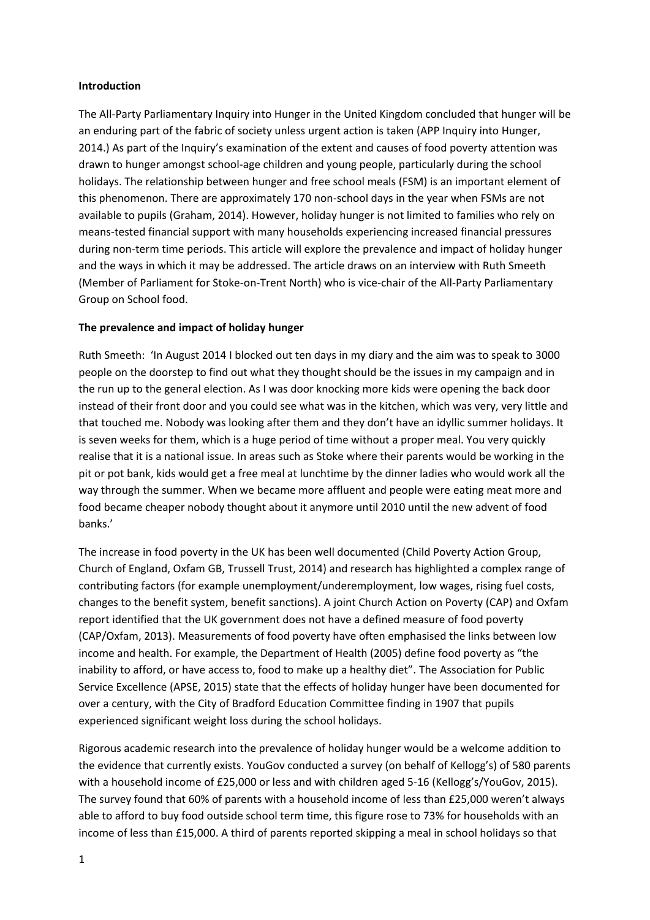**Introduction**

The All-Party Parliamentary Inquiry into Hunger in the United Kingdom concluded that hunger will be an enduring part of the fabric of society unless urgent action is taken (APP Inquiry into Hunger, 2014.) As part of the Inquiry's examination of the extent and causes of food poverty attention was drawn to hunger amongst school-age children and young people, particularly during the school holidays. The relationship between hunger and free school meals (FSM) is an important element of this phenomenon. There are approximately 170 non-school days in the year when FSMs are not available to pupils (Graham, 2014). However, holiday hunger is not limited to families who rely on means-tested financial support with many households experiencing increased financial pressures during non-term time periods. This article will explore the prevalence and impact of holiday hunger and the ways in which it may be addressed. The article draws on an interview with Ruth Smeeth (Member of Parliament for Stoke-on-Trent North) who is vice-chair of the All-Party Parliamentary Group on School food.

**The prevalence and impact of holiday hunger**

Ruth Smeeth: 'In August 2014 I blocked out ten days in my diary and the aim was to speak to 3000 people on the doorstep to find out what they thought should be the issues in my campaign and in the run up to the general election. As I was door knocking more kids were opening the back door instead of their front door and you could see what was in the kitchen, which was very, very little and that touched me. Nobody was looking after them and they don't have an idyllic summer holidays. It is seven weeks for them, which is a huge period of time without a proper meal. You very quickly realise that it is a national issue. In areas such as Stoke where their parents would be working in the pit or pot bank, kids would get a free meal at lunchtime by the dinner ladies who would work all the way through the summer. When we became more affluent and people were eating meat more and food became cheaper nobody thought about it anymore until 2010 until the new advent of food banks.'

The increase in food poverty in the UK has been well documented (Child Poverty Action Group, Church of England, Oxfam GB, Trussell Trust, 2014) and research has highlighted a complex range of contributing factors (for example unemployment/underemployment, low wages, rising fuel costs, changes to the benefit system, benefit sanctions). A joint Church Action on Poverty (CAP) and Oxfam report identified that the UK government does not have a defined measure of food poverty (CAP/Oxfam, 2013). Measurements of food poverty have often emphasised the links between low income and health. For example, the Department of Health (2005) define food poverty as "the inability to afford, or have access to, food to make up a healthy diet". The Association for Public Service Excellence (APSE, 2015) state that the effects of holiday hunger have been documented for over a century, with the City of Bradford Education Committee finding in 1907 that pupils experienced significant weight loss during the school holidays.

Rigorous academic research into the prevalence of holiday hunger would be a welcome addition to the evidence that currently exists. YouGov conducted a survey (on behalf of Kellogg's) of 580 parents with a household income of £25,000 or less and with children aged 5-16 (Kellogg's/YouGov, 2015). The survey found that 60% of parents with a household income of less than £25,000 weren't always able to afford to buy food outside school term time, this figure rose to 73% for households with an income of less than £15,000. A third of parents reported skipping a meal in school holidays so that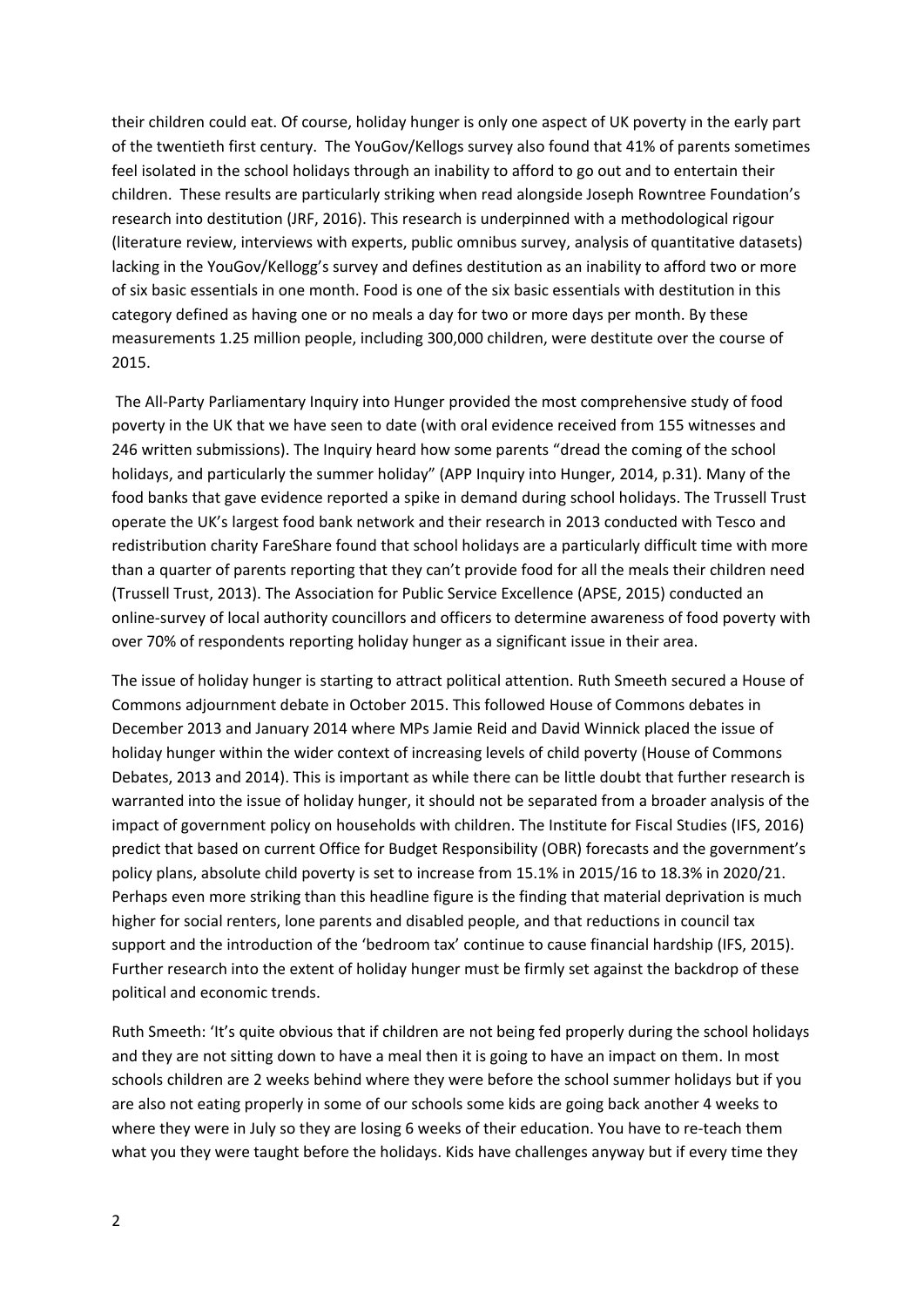their children could eat. Of course, holiday hunger is only one aspect of UK poverty in the early part of the twentieth first century. The YouGov/Kellogs survey also found that 41% of parents sometimes feel isolated in the school holidays through an inability to afford to go out and to entertain their children. These results are particularly striking when read alongside Joseph Rowntree Foundation's research into destitution (JRF, 2016). This research is underpinned with a methodological rigour (literature review, interviews with experts, public omnibus survey, analysis of quantitative datasets) lacking in the YouGov/Kellogg's survey and defines destitution as an inability to afford two or more of six basic essentials in one month. Food is one of the six basic essentials with destitution in this category defined as having one or no meals a day for two or more days per month. By these measurements 1.25 million people, including 300,000 children, were destitute over the course of 2015.

The All-Party Parliamentary Inquiry into Hunger provided the most comprehensive study of food poverty in the UK that we have seen to date (with oral evidence received from 155 witnesses and 246 written submissions). The Inquiry heard how some parents "dread the coming of the school holidays, and particularly the summer holiday" (APP Inquiry into Hunger, 2014, p.31). Many of the food banks that gave evidence reported a spike in demand during school holidays. The Trussell Trust operate the UK's largest food bank network and their research in 2013 conducted with Tesco and redistribution charity FareShare found that school holidays are a particularly difficult time with more than a quarter of parents reporting that they can't provide food for all the meals their children need (Trussell Trust, 2013). The Association for Public Service Excellence (APSE, 2015) conducted an online-survey of local authority councillors and officers to determine awareness of food poverty with over 70% of respondents reporting holiday hunger as a significant issue in their area.

The issue of holiday hunger is starting to attract political attention. Ruth Smeeth secured a House of Commons adjournment debate in October 2015. This followed House of Commons debates in December 2013 and January 2014 where MPs Jamie Reid and David Winnick placed the issue of holiday hunger within the wider context of increasing levels of child poverty (House of Commons Debates, 2013 and 2014). This is important as while there can be little doubt that further research is warranted into the issue of holiday hunger, it should not be separated from a broader analysis of the impact of government policy on households with children. The Institute for Fiscal Studies (IFS, 2016) predict that based on current Office for Budget Responsibility (OBR) forecasts and the government's policy plans, absolute child poverty is set to increase from 15.1% in 2015/16 to 18.3% in 2020/21. Perhaps even more striking than this headline figure is the finding that material deprivation is much higher for social renters, lone parents and disabled people, and that reductions in council tax support and the introduction of the 'bedroom tax' continue to cause financial hardship (IFS, 2015). Further research into the extent of holiday hunger must be firmly set against the backdrop of these political and economic trends.

Ruth Smeeth: 'It's quite obvious that if children are not being fed properly during the school holidays and they are not sitting down to have a meal then it is going to have an impact on them. In most schools children are 2 weeks behind where they were before the school summer holidays but if you are also not eating properly in some of our schools some kids are going back another 4 weeks to where they were in July so they are losing 6 weeks of their education. You have to re-teach them what you they were taught before the holidays. Kids have challenges anyway but if every time they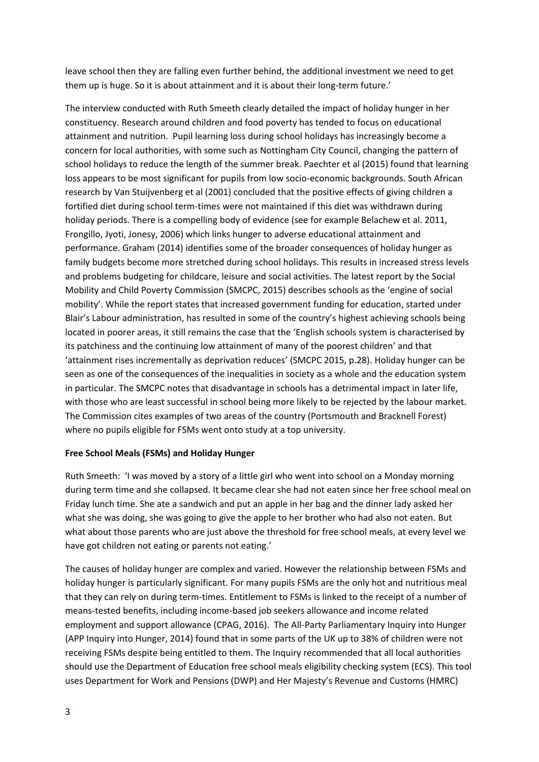leave school then they are falling even further behind, the additional investment we need to get them up is huge. So it is about attainment and it is about their long-term future.'

The interview conducted with Ruth Smeeth clearly detailed the impact of holiday hunger in her constituency. Research around children and food poverty has tended to focus on educational attainment and nutrition. Pupil learning loss during school holidays has increasingly become a concern for local authorities, with some such as Nottingham City Council, changing the pattern of school holidays to reduce the length of the summer break. Paechter et al (2015) found that learning loss appears to be most significant for pupils from low socio-economic backgrounds. South African research by Van Stuijvenberg et al (2001) concluded that the positive effects of giving children a fortified diet during school term-times were not maintained if this diet was withdrawn during holiday periods. There is a compelling body of evidence (see for example Belachew et al. 2011, Frongillo, Jyoti, Jonesy, 2006) which links hunger to adverse educational attainment and performance. Graham (2014) identifies some of the broader consequences of holiday hunger as family budgets become more stretched during school holidays. This results in increased stress levels and problems budgeting for childcare, leisure and social activities. The latest report by the Social Mobility and Child Poverty Commission (SMCPC, 2015) describes schools as the 'engine of social mobility'. While the report states that increased government funding for education, started under Blair's Labour administration, has resulted in some of the country's highest achieving schools being located in poorer areas, it still remains the case that the 'English schools system is characterised by its patchiness and the continuing low attainment of many of the poorest children' and that 'attainment rises incrementally as deprivation reduces' (SMCPC 2015, p.28). Holiday hunger can be seen as one of the consequences of the inequalities in society as a whole and the education system in particular. The SMCPC notes that disadvantage in schools has a detrimental impact in later life, with those who are least successful in school being more likely to be rejected by the labour market. The Commission cites examples of two areas of the country (Portsmouth and Bracknell Forest) where no pupils eligible for FSMs went onto study at a top university.

**Free School Meals (FSMs) and Holiday Hunger**

Ruth Smeeth: 'I was moved by a story of a little girl who went into school on a Monday morning during term time and she collapsed. It became clear she had not eaten since her free school meal on Friday lunch time. She ate a sandwich and put an apple in her bag and the dinner lady asked her what she was doing, she was going to give the apple to her brother who had also not eaten. But what about those parents who are just above the threshold for free school meals, at every level we have got children not eating or parents not eating.'

The causes of holiday hunger are complex and varied. However the relationship between FSMs and holiday hunger is particularly significant. For many pupils FSMs are the only hot and nutritious meal that they can rely on during term-times. Entitlement to FSMs is linked to the receipt of a number of means-tested benefits, including income-based job seekers allowance and income related employment and support allowance (CPAG, 2016). The All-Party Parliamentary Inquiry into Hunger (APP Inquiry into Hunger, 2014) found that in some parts of the UK up to 38% of children were not receiving FSMs despite being entitled to them. The Inquiry recommended that all local authorities should use the Department of Education free school meals eligibility checking system (ECS). This tool uses Department for Work and Pensions (DWP) and Her Majesty's Revenue and Customs (HMRC)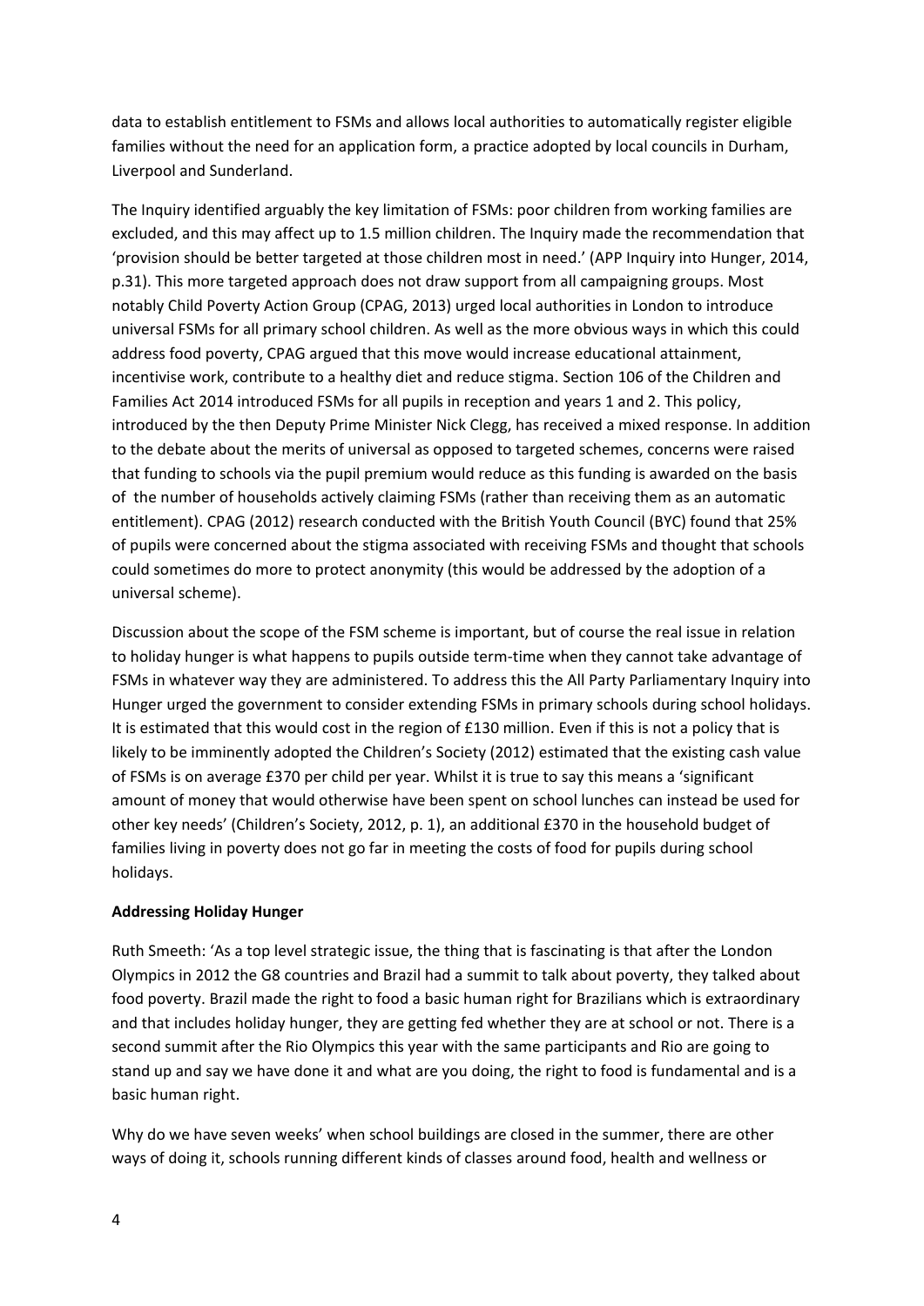data to establish entitlement to FSMs and allows local authorities to automatically register eligible families without the need for an application form, a practice adopted by local councils in Durham, Liverpool and Sunderland.

The Inquiry identified arguably the key limitation of FSMs: poor children from working families are excluded, and this may affect up to 1.5 million children. The Inquiry made the recommendation that 'provision should be better targeted at those children most in need.' (APP Inquiry into Hunger, 2014, p.31). This more targeted approach does not draw support from all campaigning groups. Most notably Child Poverty Action Group (CPAG, 2013) urged local authorities in London to introduce universal FSMs for all primary school children. As well as the more obvious ways in which this could address food poverty, CPAG argued that this move would increase educational attainment, incentivise work, contribute to a healthy diet and reduce stigma. Section 106 of the Children and Families Act 2014 introduced FSMs for all pupils in reception and years 1 and 2. This policy, introduced by the then Deputy Prime Minister Nick Clegg, has received a mixed response. In addition to the debate about the merits of universal as opposed to targeted schemes, concerns were raised that funding to schools via the pupil premium would reduce as this funding is awarded on the basis of the number of households actively claiming FSMs (rather than receiving them as an automatic entitlement). CPAG (2012) research conducted with the British Youth Council (BYC) found that 25% of pupils were concerned about the stigma associated with receiving FSMs and thought that schools could sometimes do more to protect anonymity (this would be addressed by the adoption of a universal scheme).

Discussion about the scope of the FSM scheme is important, but of course the real issue in relation to holiday hunger is what happens to pupils outside term-time when they cannot take advantage of FSMs in whatever way they are administered. To address this the All Party Parliamentary Inquiry into Hunger urged the government to consider extending FSMs in primary schools during school holidays. It is estimated that this would cost in the region of £130 million. Even if this is not a policy that is likely to be imminently adopted the Children's Society (2012) estimated that the existing cash value of FSMs is on average £370 per child per year. Whilst it is true to say this means a 'significant amount of money that would otherwise have been spent on school lunches can instead be used for other key needs' (Children's Society, 2012, p. 1), an additional £370 in the household budget of families living in poverty does not go far in meeting the costs of food for pupils during school holidays.

**Addressing Holiday Hunger**

Ruth Smeeth: 'As a top level strategic issue, the thing that is fascinating is that after the London Olympics in 2012 the G8 countries and Brazil had a summit to talk about poverty, they talked about food poverty. Brazil made the right to food a basic human right for Brazilians which is extraordinary and that includes holiday hunger, they are getting fed whether they are at school or not. There is a second summit after the Rio Olympics this year with the same participants and Rio are going to stand up and say we have done it and what are you doing, the right to food is fundamental and is a basic human right.

Why do we have seven weeks' when school buildings are closed in the summer, there are other ways of doing it, schools running different kinds of classes around food, health and wellness or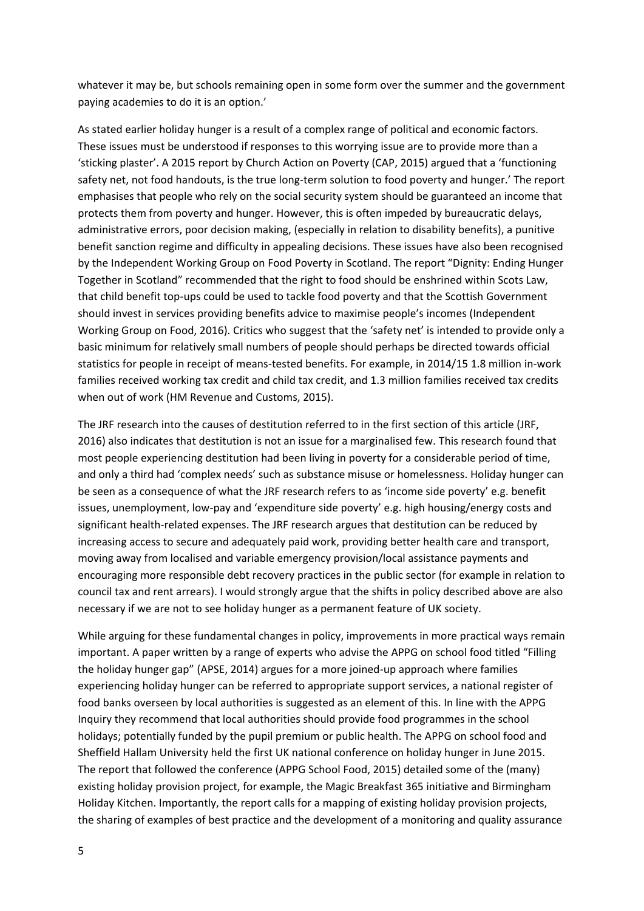whatever it may be, but schools remaining open in some form over the summer and the government paying academies to do it is an option.'

As stated earlier holiday hunger is a result of a complex range of political and economic factors. These issues must be understood if responses to this worrying issue are to provide more than a 'sticking plaster'. A 2015 report by Church Action on Poverty (CAP, 2015) argued that a 'functioning safety net, not food handouts, is the true long-term solution to food poverty and hunger.' The report emphasises that people who rely on the social security system should be guaranteed an income that protects them from poverty and hunger. However, this is often impeded by bureaucratic delays, administrative errors, poor decision making, (especially in relation to disability benefits), a punitive benefit sanction regime and difficulty in appealing decisions. These issues have also been recognised by the Independent Working Group on Food Poverty in Scotland. The report "Dignity: Ending Hunger Together in Scotland" recommended that the right to food should be enshrined within Scots Law, that child benefit top-ups could be used to tackle food poverty and that the Scottish Government should invest in services providing benefits advice to maximise people's incomes (Independent Working Group on Food, 2016). Critics who suggest that the 'safety net' is intended to provide only a basic minimum for relatively small numbers of people should perhaps be directed towards official statistics for people in receipt of means-tested benefits. For example, in 2014/15 1.8 million in-work families received working tax credit and child tax credit, and 1.3 million families received tax credits when out of work (HM Revenue and Customs, 2015).

The JRF research into the causes of destitution referred to in the first section of this article (JRF, 2016) also indicates that destitution is not an issue for a marginalised few. This research found that most people experiencing destitution had been living in poverty for a considerable period of time, and only a third had 'complex needs' such as substance misuse or homelessness. Holiday hunger can be seen as a consequence of what the JRF research refers to as 'income side poverty' e.g. benefit issues, unemployment, low-pay and 'expenditure side poverty' e.g. high housing/energy costs and significant health-related expenses. The JRF research argues that destitution can be reduced by increasing access to secure and adequately paid work, providing better health care and transport, moving away from localised and variable emergency provision/local assistance payments and encouraging more responsible debt recovery practices in the public sector (for example in relation to council tax and rent arrears). I would strongly argue that the shifts in policy described above are also necessary if we are not to see holiday hunger as a permanent feature of UK society.

While arguing for these fundamental changes in policy, improvements in more practical ways remain important. A paper written by a range of experts who advise the APPG on school food titled "Filling the holiday hunger gap" (APSE, 2014) argues for a more joined-up approach where families experiencing holiday hunger can be referred to appropriate support services, a national register of food banks overseen by local authorities is suggested as an element of this. In line with the APPG Inquiry they recommend that local authorities should provide food programmes in the school holidays; potentially funded by the pupil premium or public health. The APPG on school food and Sheffield Hallam University held the first UK national conference on holiday hunger in June 2015. The report that followed the conference (APPG School Food, 2015) detailed some of the (many) existing holiday provision project, for example, the Magic Breakfast 365 initiative and Birmingham Holiday Kitchen. Importantly, the report calls for a mapping of existing holiday provision projects, the sharing of examples of best practice and the development of a monitoring and quality assurance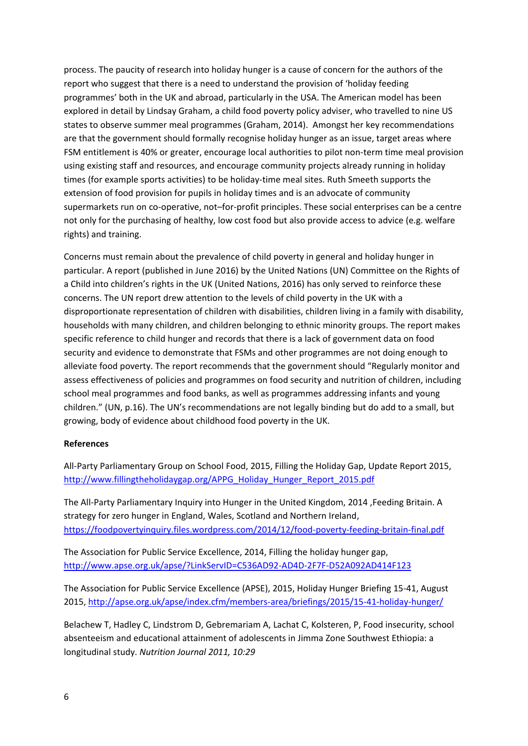process. The paucity of research into holiday hunger is a cause of concern for the authors of the report who suggest that there is a need to understand the provision of 'holiday feeding programmes' both in the UK and abroad, particularly in the USA. The American model has been explored in detail by Lindsay Graham, a child food poverty policy adviser, who travelled to nine US states to observe summer meal programmes (Graham, 2014). Amongst her key recommendations are that the government should formally recognise holiday hunger as an issue, target areas where FSM entitlement is 40% or greater, encourage local authorities to pilot non-term time meal provision using existing staff and resources, and encourage community projects already running in holiday times (for example sports activities) to be holiday-time meal sites. Ruth Smeeth supports the extension of food provision for pupils in holiday times and is an advocate of community supermarkets run on co-operative, not–for-profit principles. These social enterprises can be a centre not only for the purchasing of healthy, low cost food but also provide access to advice (e.g. welfare rights) and training.

Concerns must remain about the prevalence of child poverty in general and holiday hunger in particular. A report (published in June 2016) by the United Nations (UN) Committee on the Rights of a Child into children's rights in the UK (United Nations, 2016) has only served to reinforce these concerns. The UN report drew attention to the levels of child poverty in the UK with a disproportionate representation of children with disabilities, children living in a family with disability, households with many children, and children belonging to ethnic minority groups. The report makes specific reference to child hunger and records that there is a lack of government data on food security and evidence to demonstrate that FSMs and other programmes are not doing enough to alleviate food poverty. The report recommends that the government should "Regularly monitor and assess effectiveness of policies and programmes on food security and nutrition of children, including school meal programmes and food banks, as well as programmes addressing infants and young children." (UN, p.16). The UN's recommendations are not legally binding but do add to a small, but growing, body of evidence about childhood food poverty in the UK.

**References**

All-Party Parliamentary Group on School Food, 2015, Filling the Holiday Gap, Update Report 2015, http://www.fillingtheholidaygap.org/APPG_Holiday_Hunger_Report_2015.pdf

The All-Party Parliamentary Inquiry into Hunger in the United Kingdom, 2014 ,Feeding Britain. A strategy for zero hunger in England, Wales, Scotland and Northern Ireland, https://foodpovertyinquiry.files.wordpress.com/2014/12/food-poverty-feeding-britain-final.pdf

The Association for Public Service Excellence, 2014, Filling the holiday hunger gap, http://www.apse.org.uk/apse/?LinkServID=C536AD92-AD4D-2F7F-D52A092AD414F123

The Association for Public Service Excellence (APSE), 2015, Holiday Hunger Briefing 15-41, August 2015, http://apse.org.uk/apse/index.cfm/members-area/briefings/2015/15-41-holiday-hunger/

Belachew T, Hadley C, Lindstrom D, Gebremariam A, Lachat C, Kolsteren, P, Food insecurity, school absenteeism and educational attainment of adolescents in Jimma Zone Southwest Ethiopia: a longitudinal study. *Nutrition Journal 2011, 10:29*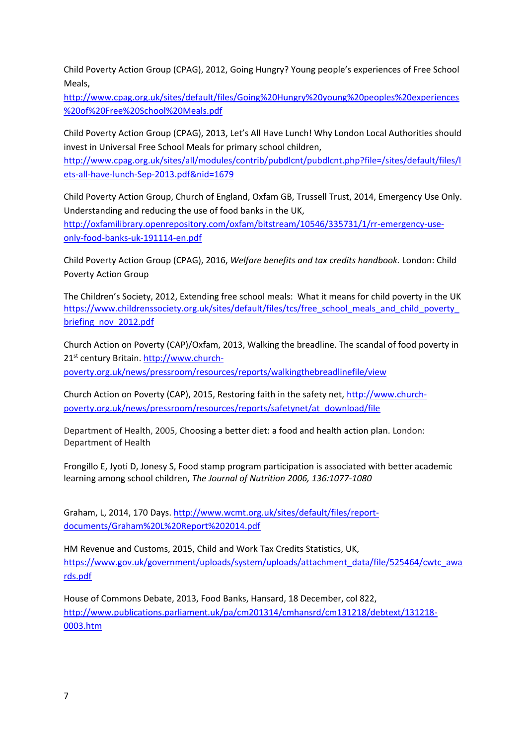Child Poverty Action Group (CPAG), 2012, Going Hungry? Young people's experiences of Free School Meals, http://www.cpag.org.uk/sites/default/files/Going%20Hungry%20young%20peoples%20experiences%20of%20Free%20School%20Meals.pdf

Child Poverty Action Group (CPAG), 2013, Let's All Have Lunch! Why London Local Authorities should invest in Universal Free School Meals for primary school children, http://www.cpag.org.uk/sites/all/modules/contrib/pubdlcnt/pubdlcnt.php?file=/sites/default/files/lets-all-have-lunch-Sep-2013.pdf&nid=1679

Child Poverty Action Group, Church of England, Oxfam GB, Trussell Trust, 2014, Emergency Use Only. Understanding and reducing the use of food banks in the UK, http://oxfamilibrary.openrepository.com/oxfam/bitstream/10546/335731/1/rr-emergency-use-only-food-banks-uk-191114-en.pdf

Child Poverty Action Group (CPAG), 2016, *Welfare benefits and tax credits handbook.* London: Child Poverty Action Group

The Children's Society, 2012, Extending free school meals: What it means for child poverty in the UK https://www.childrenssociety.org.uk/sites/default/files/tcs/free_school_meals_and_child_poverty_briefing_nov_2012.pdf

Church Action on Poverty (CAP)/Oxfam, 2013, Walking the breadline. The scandal of food poverty in 21st century Britain. http://www.church-poverty.org.uk/news/pressroom/resources/reports/walkingthebreadlinefile/view

Church Action on Poverty (CAP), 2015, Restoring faith in the safety net, http://www.church-poverty.org.uk/news/pressroom/resources/reports/safetynet/at_download/file

Department of Health, 2005, Choosing a better diet: a food and health action plan. London: Department of Health

Frongillo E, Jyoti D, Jonesy S, Food stamp program participation is associated with better academic learning among school children, *The Journal of Nutrition 2006, 136:1077-1080*

Graham, L, 2014, 170 Days. http://www.wcmt.org.uk/sites/default/files/report-documents/Graham%20L%20Report%202014.pdf

HM Revenue and Customs, 2015, Child and Work Tax Credits Statistics, UK, https://www.gov.uk/government/uploads/system/uploads/attachment_data/file/525464/cwtc_awards.pdf

House of Commons Debate, 2013, Food Banks, Hansard, 18 December, col 822, http://www.publications.parliament.uk/pa/cm201314/cmhansrd/cm131218/debtext/131218-0003.htm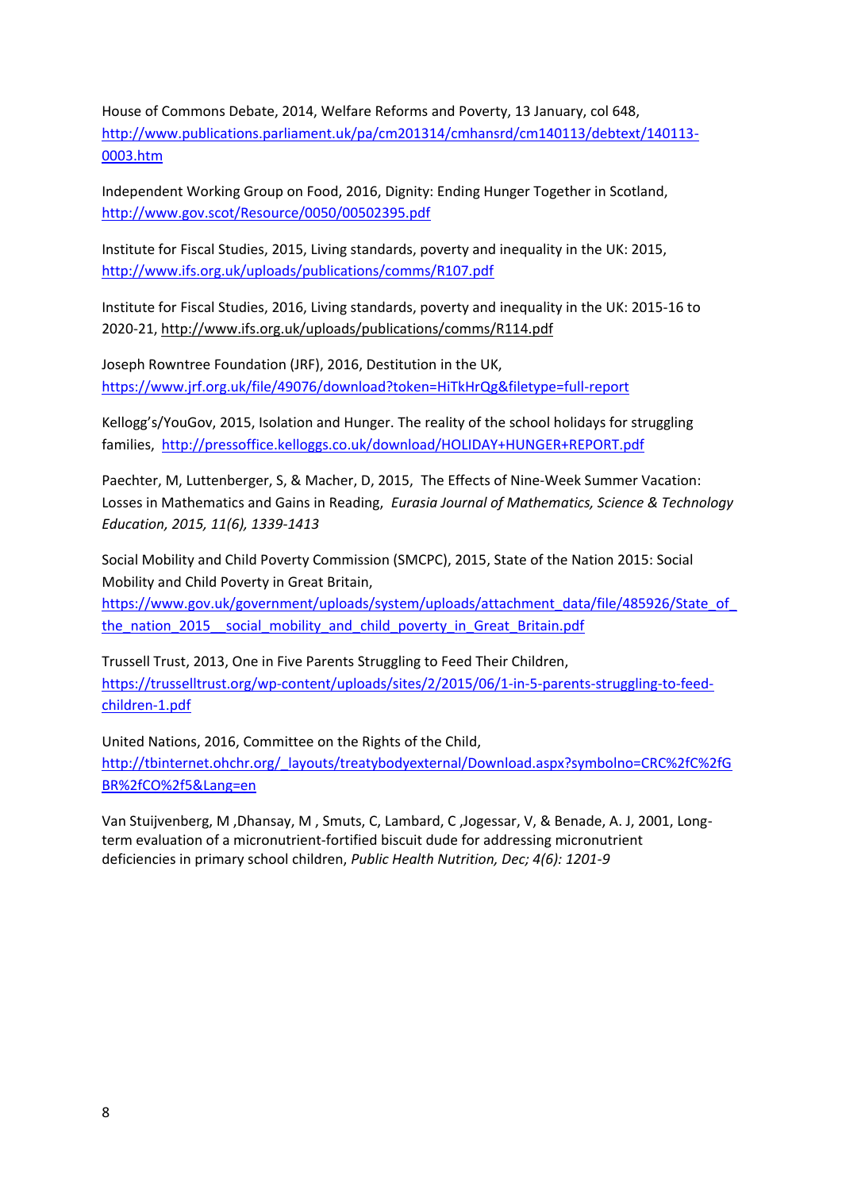House of Commons Debate, 2014, Welfare Reforms and Poverty, 13 January, col 648, http://www.publications.parliament.uk/pa/cm201314/cmhansrd/cm140113/debtext/140113-0003.htm

Independent Working Group on Food, 2016, Dignity: Ending Hunger Together in Scotland, http://www.gov.scot/Resource/0050/00502395.pdf

Institute for Fiscal Studies, 2015, Living standards, poverty and inequality in the UK: 2015, http://www.ifs.org.uk/uploads/publications/comms/R107.pdf

Institute for Fiscal Studies, 2016, Living standards, poverty and inequality in the UK: 2015-16 to 2020-21, http://www.ifs.org.uk/uploads/publications/comms/R114.pdf

Joseph Rowntree Foundation (JRF), 2016, Destitution in the UK, https://www.jrf.org.uk/file/49076/download?token=HiTkHrQg&filetype=full-report

Kellogg's/YouGov, 2015, Isolation and Hunger. The reality of the school holidays for struggling families, http://pressoffice.kelloggs.co.uk/download/HOLIDAY+HUNGER+REPORT.pdf

Paechter, M, Luttenberger, S, & Macher, D, 2015, The Effects of Nine-Week Summer Vacation: Losses in Mathematics and Gains in Reading, *Eurasia Journal of Mathematics, Science & Technology Education, 2015, 11(6), 1339-1413*

Social Mobility and Child Poverty Commission (SMCPC), 2015, State of the Nation 2015: Social Mobility and Child Poverty in Great Britain, https://www.gov.uk/government/uploads/system/uploads/attachment_data/file/485926/State_of_the_nation_2015__social_mobility_and_child_poverty_in_Great_Britain.pdf

Trussell Trust, 2013, One in Five Parents Struggling to Feed Their Children, https://trusselltrust.org/wp-content/uploads/sites/2/2015/06/1-in-5-parents-struggling-to-feed-children-1.pdf

United Nations, 2016, Committee on the Rights of the Child, http://tbinternet.ohchr.org/_layouts/treatybodyexternal/Download.aspx?symbolno=CRC%2fC%2fGBR%2fCO%2f5&Lang=en

Van Stuijvenberg, M ,Dhansay, M , Smuts, C, Lambard, C ,Jogessar, V, & Benade, A. J, 2001, Long-term evaluation of a micronutrient-fortified biscuit dude for addressing micronutrient deficiencies in primary school children, *Public Health Nutrition, Dec; 4(6): 1201-9*